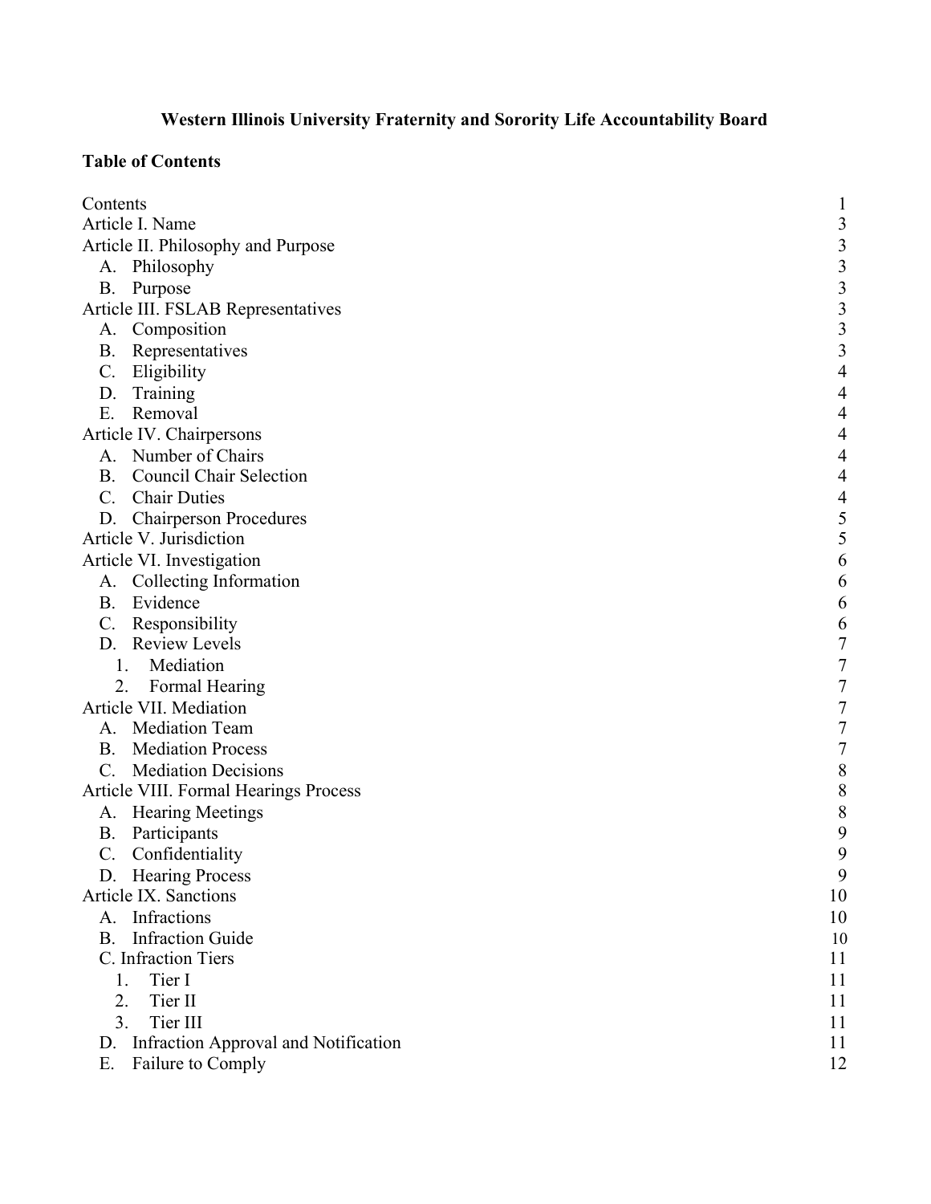# Western Illinois University Fraternity and Sorority Life Accountability Board

**Table of Contents**

| | |
|---|---|
| Contents | 1 |
| Article I. Name | 3 |
| Article II. Philosophy and Purpose | 3 |
| A. Philosophy | 3 |
| B. Purpose | 3 |
| Article III. FSLAB Representatives | 3 |
| A. Composition | 3 |
| B. Representatives | 3 |
| C. Eligibility | 4 |
| D. Training | 4 |
| E. Removal | 4 |
| Article IV. Chairpersons | 4 |
| A. Number of Chairs | 4 |
| B. Council Chair Selection | 4 |
| C. Chair Duties | 4 |
| D. Chairperson Procedures | 5 |
| Article V. Jurisdiction | 5 |
| Article VI. Investigation | 6 |
| A. Collecting Information | 6 |
| B. Evidence | 6 |
| C. Responsibility | 6 |
| D. Review Levels | 7 |
| 1. Mediation | 7 |
| 2. Formal Hearing | 7 |
| Article VII. Mediation | 7 |
| A. Mediation Team | 7 |
| B. Mediation Process | 7 |
| C. Mediation Decisions | 8 |
| Article VIII. Formal Hearings Process | 8 |
| A. Hearing Meetings | 8 |
| B. Participants | 9 |
| C. Confidentiality | 9 |
| D. Hearing Process | 9 |
| Article IX. Sanctions | 10 |
| A. Infractions | 10 |
| B. Infraction Guide | 10 |
| C. Infraction Tiers | 11 |
| 1. Tier I | 11 |
| 2. Tier II | 11 |
| 3. Tier III | 11 |
| D. Infraction Approval and Notification | 11 |
| E. Failure to Comply | 12 |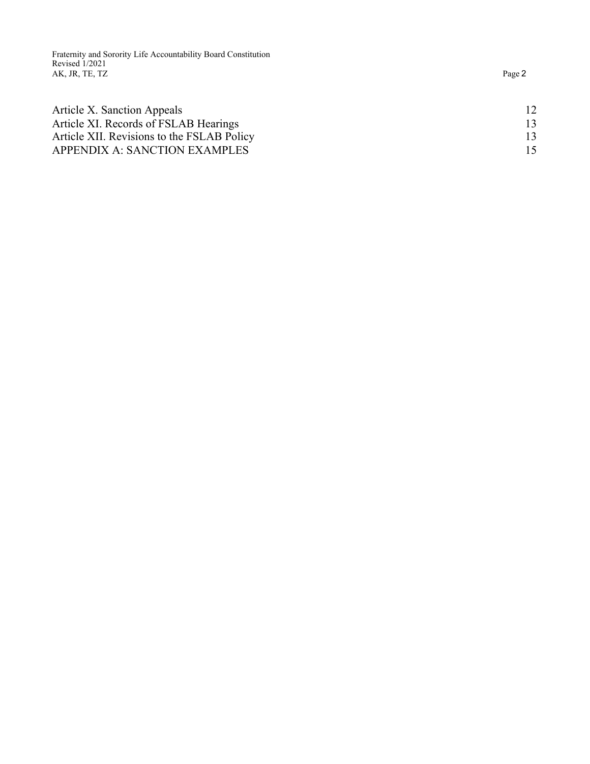| | |
|---|---|
| Article X. Sanction Appeals | 12 |
| Article XI. Records of FSLAB Hearings | 13 |
| Article XII. Revisions to the FSLAB Policy | 13 |
| APPENDIX A: SANCTION EXAMPLES | 15 |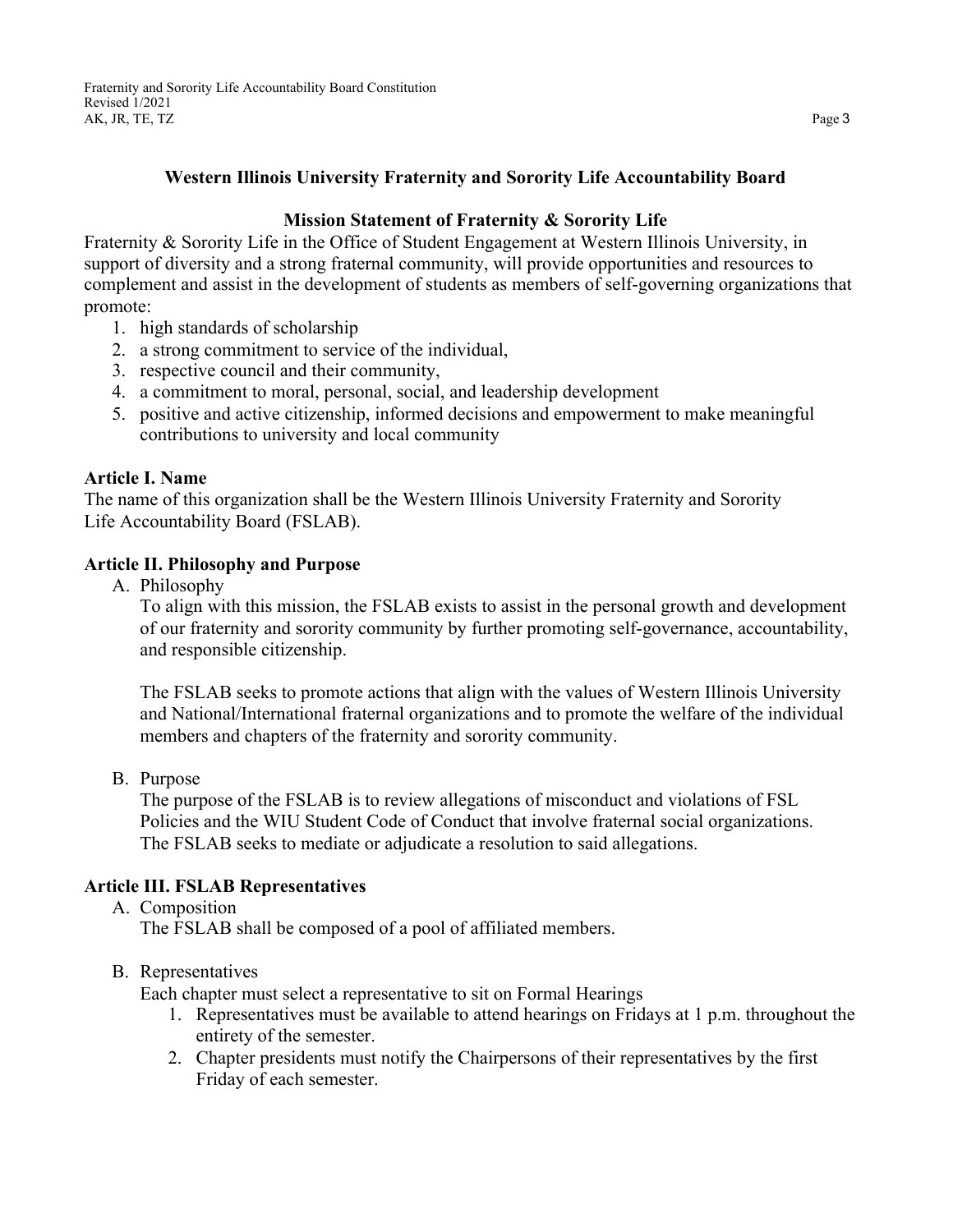## Western Illinois University Fraternity and Sorority Life Accountability Board

### Mission Statement of Fraternity & Sorority Life

Fraternity & Sorority Life in the Office of Student Engagement at Western Illinois University, in support of diversity and a strong fraternal community, will provide opportunities and resources to complement and assist in the development of students as members of self-governing organizations that promote:

1. high standards of scholarship
2. a strong commitment to service of the individual,
3. respective council and their community,
4. a commitment to moral, personal, social, and leadership development
5. positive and active citizenship, informed decisions and empowerment to make meaningful contributions to university and local community

**Article I. Name**

The name of this organization shall be the Western Illinois University Fraternity and Sorority Life Accountability Board (FSLAB).

**Article II. Philosophy and Purpose**

A. Philosophy

   To align with this mission, the FSLAB exists to assist in the personal growth and development of our fraternity and sorority community by further promoting self-governance, accountability, and responsible citizenship.

   The FSLAB seeks to promote actions that align with the values of Western Illinois University and National/International fraternal organizations and to promote the welfare of the individual members and chapters of the fraternity and sorority community.

B. Purpose

   The purpose of the FSLAB is to review allegations of misconduct and violations of FSL Policies and the WIU Student Code of Conduct that involve fraternal social organizations. The FSLAB seeks to mediate or adjudicate a resolution to said allegations.

**Article III. FSLAB Representatives**

A. Composition

   The FSLAB shall be composed of a pool of affiliated members.

B. Representatives

   Each chapter must select a representative to sit on Formal Hearings

   1. Representatives must be available to attend hearings on Fridays at 1 p.m. throughout the entirety of the semester.
   2. Chapter presidents must notify the Chairpersons of their representatives by the first Friday of each semester.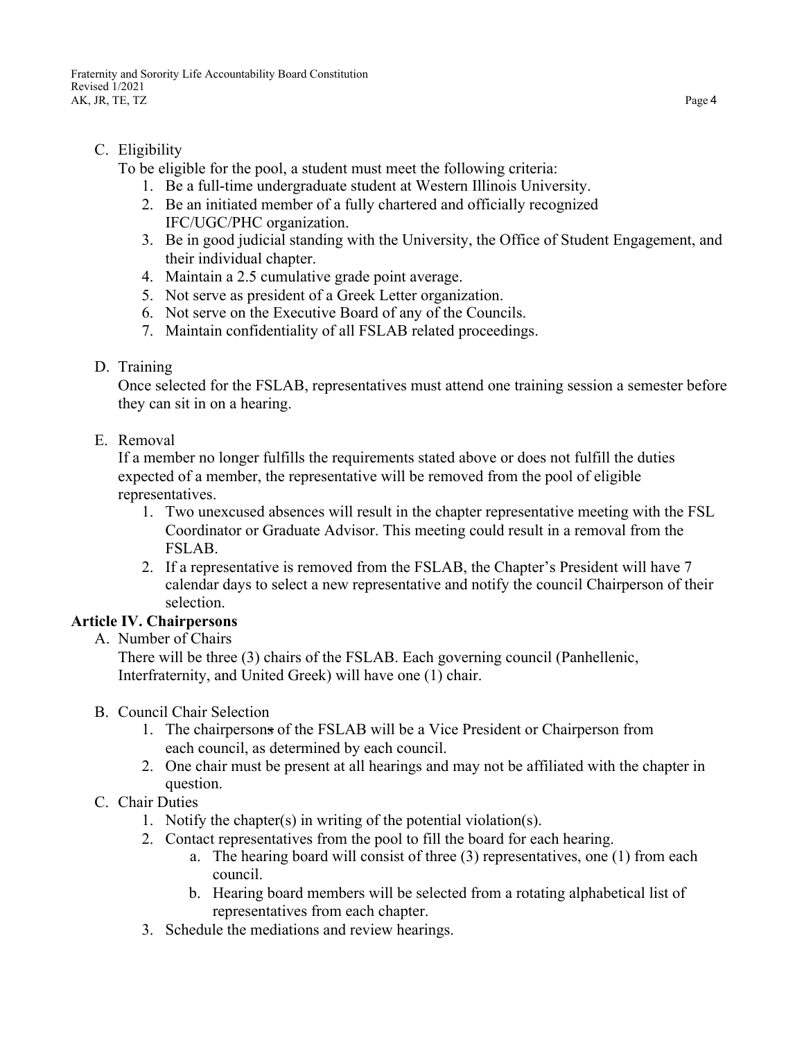C. Eligibility

   To be eligible for the pool, a student must meet the following criteria:

   1. Be a full-time undergraduate student at Western Illinois University.
   2. Be an initiated member of a fully chartered and officially recognized IFC/UGC/PHC organization.
   3. Be in good judicial standing with the University, the Office of Student Engagement, and their individual chapter.
   4. Maintain a 2.5 cumulative grade point average.
   5. Not serve as president of a Greek Letter organization.
   6. Not serve on the Executive Board of any of the Councils.
   7. Maintain confidentiality of all FSLAB related proceedings.

D. Training

   Once selected for the FSLAB, representatives must attend one training session a semester before they can sit in on a hearing.

E. Removal

   If a member no longer fulfills the requirements stated above or does not fulfill the duties expected of a member, the representative will be removed from the pool of eligible representatives.

   1. Two unexcused absences will result in the chapter representative meeting with the FSL Coordinator or Graduate Advisor. This meeting could result in a removal from the FSLAB.
   2. If a representative is removed from the FSLAB, the Chapter's President will have 7 calendar days to select a new representative and notify the council Chairperson of their selection.

**Article IV. Chairpersons**

A. Number of Chairs

   There will be three (3) chairs of the FSLAB. Each governing council (Panhellenic, Interfraternity, and United Greek) will have one (1) chair.

B. Council Chair Selection

   1. The chairpersons of the FSLAB will be a Vice President or Chairperson from each council, as determined by each council.
   2. One chair must be present at all hearings and may not be affiliated with the chapter in question.

C. Chair Duties

   1. Notify the chapter(s) in writing of the potential violation(s).
   2. Contact representatives from the pool to fill the board for each hearing.
      a. The hearing board will consist of three (3) representatives, one (1) from each council.
      b. Hearing board members will be selected from a rotating alphabetical list of representatives from each chapter.
   3. Schedule the mediations and review hearings.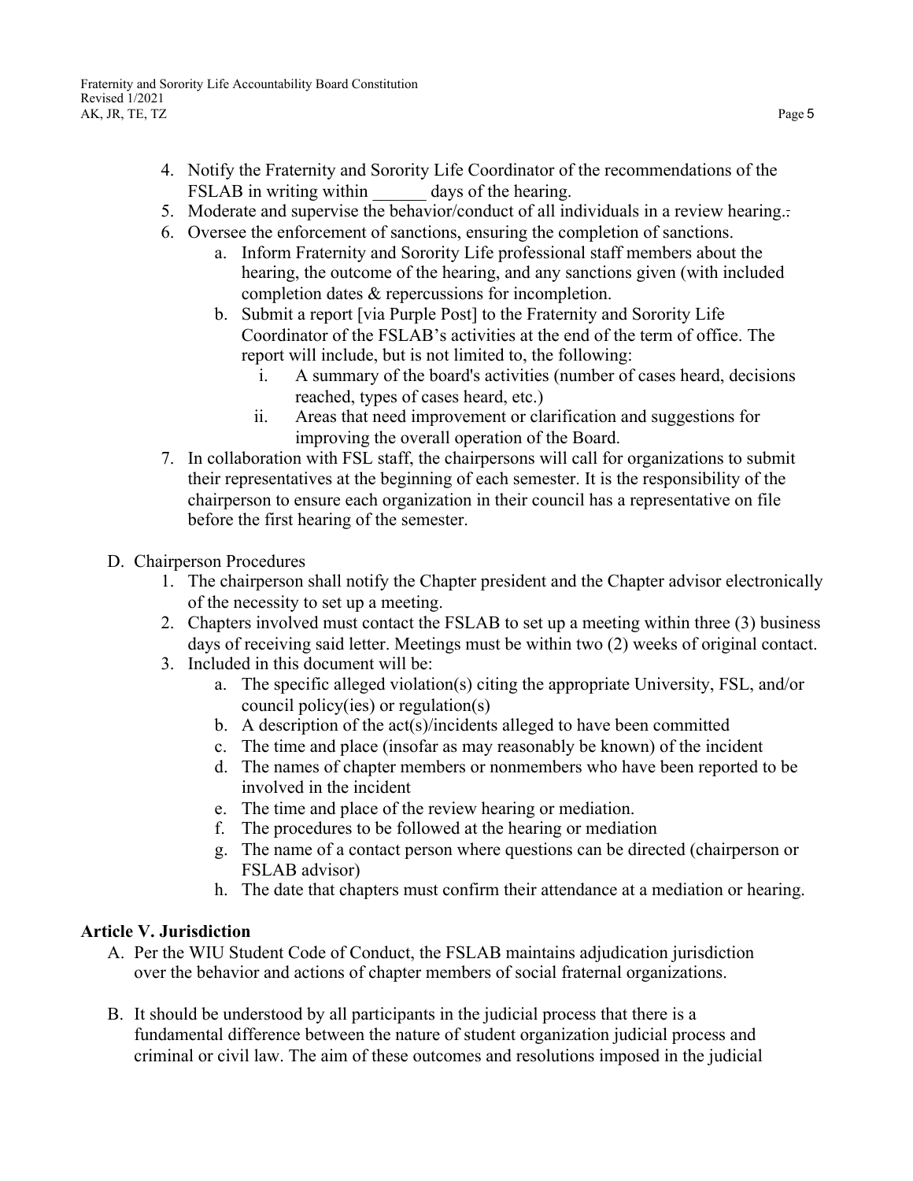4. Notify the Fraternity and Sorority Life Coordinator of the recommendations of the FSLAB in writing within ______ days of the hearing.
5. Moderate and supervise the behavior/conduct of all individuals in a review hearing..
6. Oversee the enforcement of sanctions, ensuring the completion of sanctions.
    a. Inform Fraternity and Sorority Life professional staff members about the hearing, the outcome of the hearing, and any sanctions given (with included completion dates & repercussions for incompletion.
    b. Submit a report [via Purple Post] to the Fraternity and Sorority Life Coordinator of the FSLAB's activities at the end of the term of office. The report will include, but is not limited to, the following:
        i. A summary of the board's activities (number of cases heard, decisions reached, types of cases heard, etc.)
        ii. Areas that need improvement or clarification and suggestions for improving the overall operation of the Board.
7. In collaboration with FSL staff, the chairpersons will call for organizations to submit their representatives at the beginning of each semester. It is the responsibility of the chairperson to ensure each organization in their council has a representative on file before the first hearing of the semester.

D. Chairperson Procedures
    1. The chairperson shall notify the Chapter president and the Chapter advisor electronically of the necessity to set up a meeting.
    2. Chapters involved must contact the FSLAB to set up a meeting within three (3) business days of receiving said letter. Meetings must be within two (2) weeks of original contact.
    3. Included in this document will be:
        a. The specific alleged violation(s) citing the appropriate University, FSL, and/or council policy(ies) or regulation(s)
        b. A description of the act(s)/incidents alleged to have been committed
        c. The time and place (insofar as may reasonably be known) of the incident
        d. The names of chapter members or nonmembers who have been reported to be involved in the incident
        e. The time and place of the review hearing or mediation.
        f. The procedures to be followed at the hearing or mediation
        g. The name of a contact person where questions can be directed (chairperson or FSLAB advisor)
        h. The date that chapters must confirm their attendance at a mediation or hearing.

**Article V. Jurisdiction**

A. Per the WIU Student Code of Conduct, the FSLAB maintains adjudication jurisdiction over the behavior and actions of chapter members of social fraternal organizations.

B. It should be understood by all participants in the judicial process that there is a fundamental difference between the nature of student organization judicial process and criminal or civil law. The aim of these outcomes and resolutions imposed in the judicial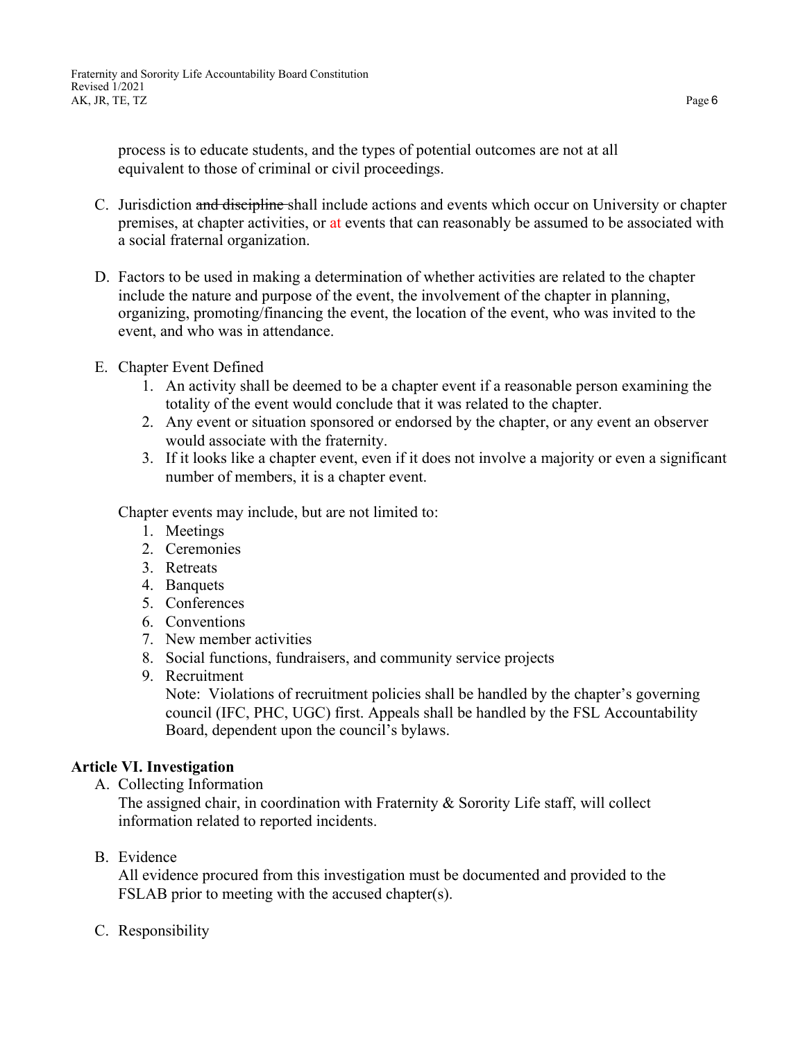process is to educate students, and the types of potential outcomes are not at all equivalent to those of criminal or civil proceedings.

C. Jurisdiction ~~and discipline~~ shall include actions and events which occur on University or chapter premises, at chapter activities, or at events that can reasonably be assumed to be associated with a social fraternal organization.

D. Factors to be used in making a determination of whether activities are related to the chapter include the nature and purpose of the event, the involvement of the chapter in planning, organizing, promoting/financing the event, the location of the event, who was invited to the event, and who was in attendance.

E. Chapter Event Defined
   1. An activity shall be deemed to be a chapter event if a reasonable person examining the totality of the event would conclude that it was related to the chapter.
   2. Any event or situation sponsored or endorsed by the chapter, or any event an observer would associate with the fraternity.
   3. If it looks like a chapter event, even if it does not involve a majority or even a significant number of members, it is a chapter event.

   Chapter events may include, but are not limited to:
   1. Meetings
   2. Ceremonies
   3. Retreats
   4. Banquets
   5. Conferences
   6. Conventions
   7. New member activities
   8. Social functions, fundraisers, and community service projects
   9. Recruitment
      Note: Violations of recruitment policies shall be handled by the chapter's governing council (IFC, PHC, UGC) first. Appeals shall be handled by the FSL Accountability Board, dependent upon the council's bylaws.

**Article VI. Investigation**

A. Collecting Information
   The assigned chair, in coordination with Fraternity & Sorority Life staff, will collect information related to reported incidents.

B. Evidence
   All evidence procured from this investigation must be documented and provided to the FSLAB prior to meeting with the accused chapter(s).

C. Responsibility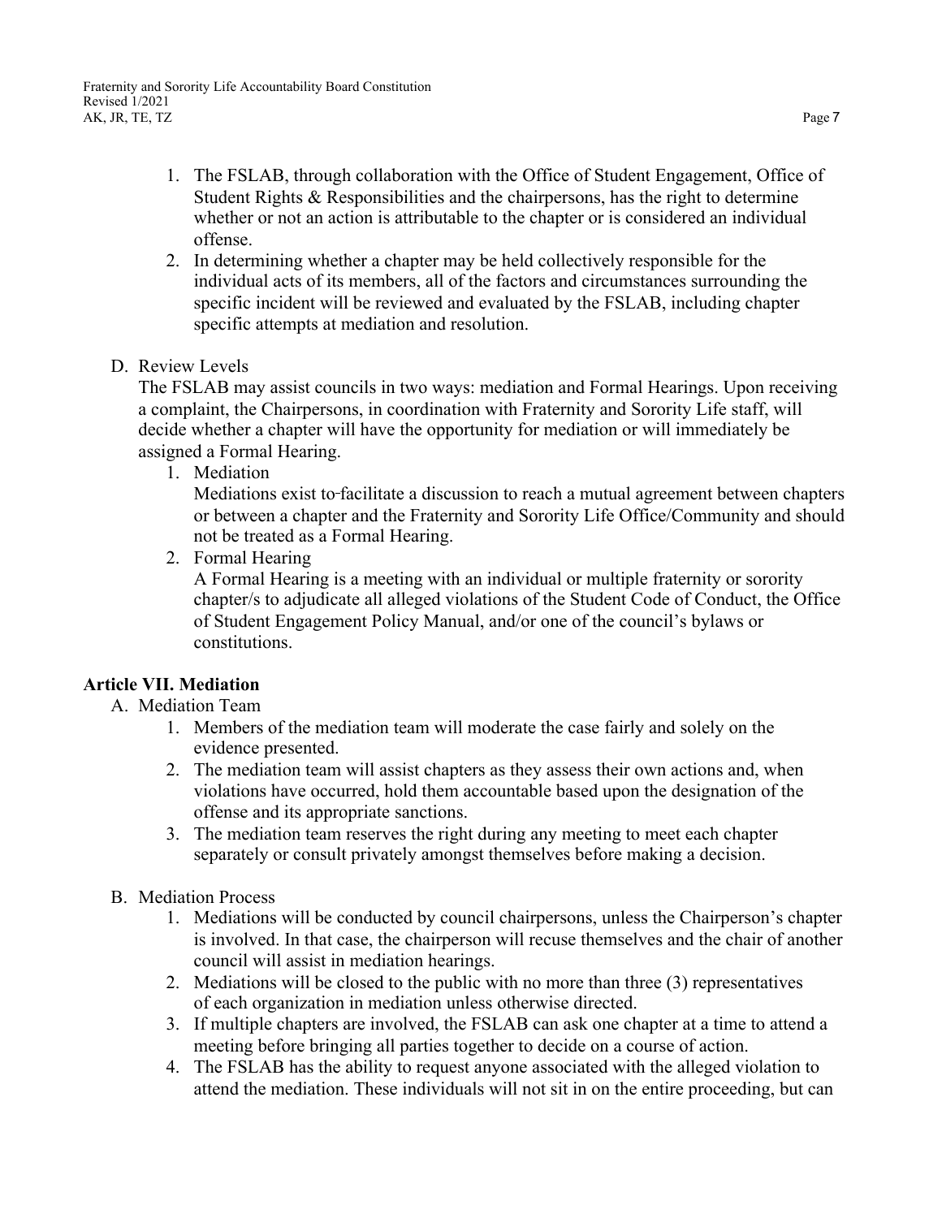1. The FSLAB, through collaboration with the Office of Student Engagement, Office of Student Rights & Responsibilities and the chairpersons, has the right to determine whether or not an action is attributable to the chapter or is considered an individual offense.
2. In determining whether a chapter may be held collectively responsible for the individual acts of its members, all of the factors and circumstances surrounding the specific incident will be reviewed and evaluated by the FSLAB, including chapter specific attempts at mediation and resolution.

D. Review Levels

The FSLAB may assist councils in two ways: mediation and Formal Hearings. Upon receiving a complaint, the Chairpersons, in coordination with Fraternity and Sorority Life staff, will decide whether a chapter will have the opportunity for mediation or will immediately be assigned a Formal Hearing.

1. Mediation

   Mediations exist to facilitate a discussion to reach a mutual agreement between chapters or between a chapter and the Fraternity and Sorority Life Office/Community and should not be treated as a Formal Hearing.

2. Formal Hearing

   A Formal Hearing is a meeting with an individual or multiple fraternity or sorority chapter/s to adjudicate all alleged violations of the Student Code of Conduct, the Office of Student Engagement Policy Manual, and/or one of the council's bylaws or constitutions.

## Article VII. Mediation

A. Mediation Team

1. Members of the mediation team will moderate the case fairly and solely on the evidence presented.
2. The mediation team will assist chapters as they assess their own actions and, when violations have occurred, hold them accountable based upon the designation of the offense and its appropriate sanctions.
3. The mediation team reserves the right during any meeting to meet each chapter separately or consult privately amongst themselves before making a decision.

B. Mediation Process

1. Mediations will be conducted by council chairpersons, unless the Chairperson's chapter is involved. In that case, the chairperson will recuse themselves and the chair of another council will assist in mediation hearings.
2. Mediations will be closed to the public with no more than three (3) representatives of each organization in mediation unless otherwise directed.
3. If multiple chapters are involved, the FSLAB can ask one chapter at a time to attend a meeting before bringing all parties together to decide on a course of action.
4. The FSLAB has the ability to request anyone associated with the alleged violation to attend the mediation. These individuals will not sit in on the entire proceeding, but can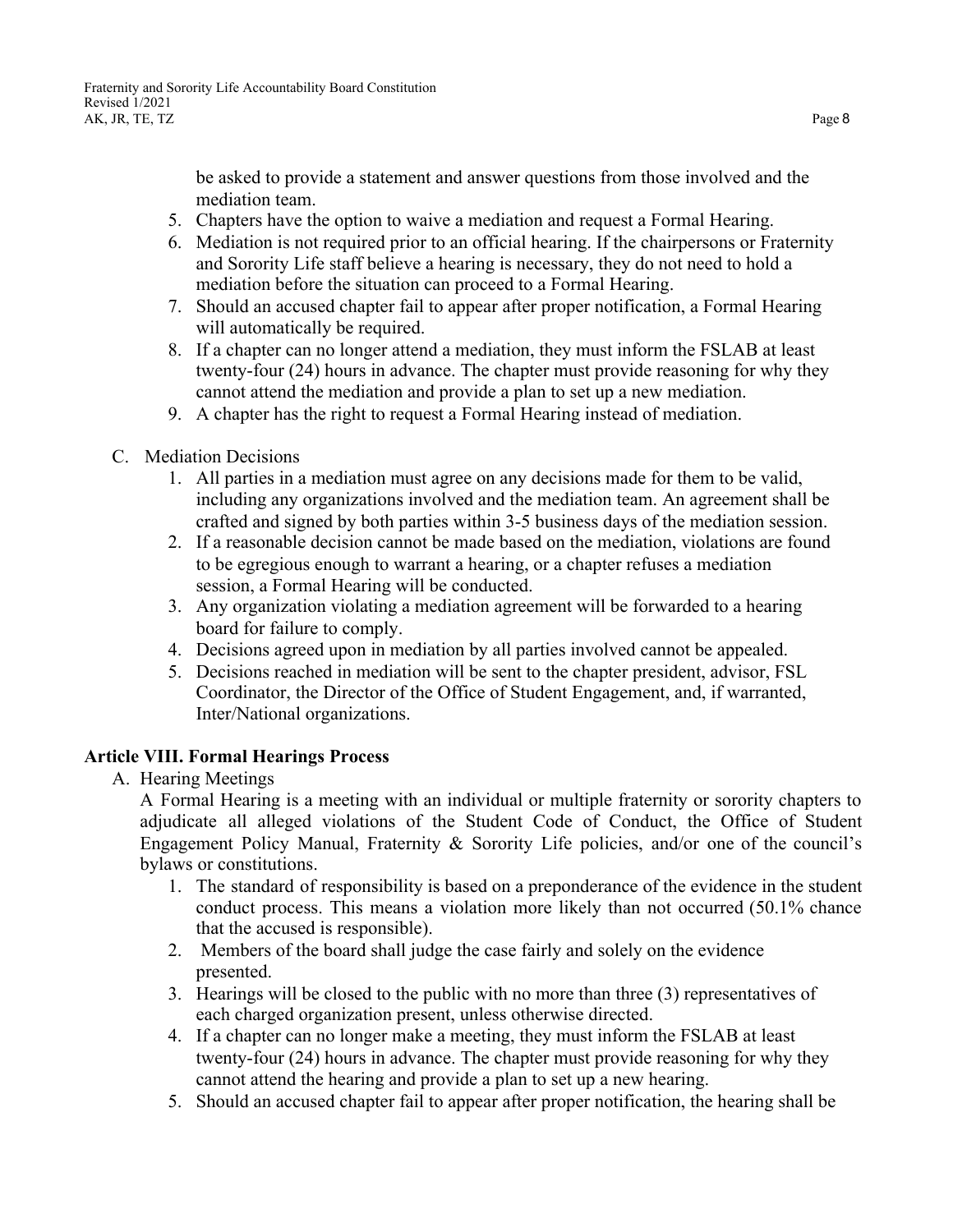be asked to provide a statement and answer questions from those involved and the mediation team.

5. Chapters have the option to waive a mediation and request a Formal Hearing.
6. Mediation is not required prior to an official hearing. If the chairpersons or Fraternity and Sorority Life staff believe a hearing is necessary, they do not need to hold a mediation before the situation can proceed to a Formal Hearing.
7. Should an accused chapter fail to appear after proper notification, a Formal Hearing will automatically be required.
8. If a chapter can no longer attend a mediation, they must inform the FSLAB at least twenty-four (24) hours in advance. The chapter must provide reasoning for why they cannot attend the mediation and provide a plan to set up a new mediation.
9. A chapter has the right to request a Formal Hearing instead of mediation.

C. Mediation Decisions

1. All parties in a mediation must agree on any decisions made for them to be valid, including any organizations involved and the mediation team. An agreement shall be crafted and signed by both parties within 3-5 business days of the mediation session.
2. If a reasonable decision cannot be made based on the mediation, violations are found to be egregious enough to warrant a hearing, or a chapter refuses a mediation session, a Formal Hearing will be conducted.
3. Any organization violating a mediation agreement will be forwarded to a hearing board for failure to comply.
4. Decisions agreed upon in mediation by all parties involved cannot be appealed.
5. Decisions reached in mediation will be sent to the chapter president, advisor, FSL Coordinator, the Director of the Office of Student Engagement, and, if warranted, Inter/National organizations.

**Article VIII. Formal Hearings Process**

A. Hearing Meetings

A Formal Hearing is a meeting with an individual or multiple fraternity or sorority chapters to adjudicate all alleged violations of the Student Code of Conduct, the Office of Student Engagement Policy Manual, Fraternity & Sorority Life policies, and/or one of the council's bylaws or constitutions.

1. The standard of responsibility is based on a preponderance of the evidence in the student conduct process. This means a violation more likely than not occurred (50.1% chance that the accused is responsible).
2. Members of the board shall judge the case fairly and solely on the evidence presented.
3. Hearings will be closed to the public with no more than three (3) representatives of each charged organization present, unless otherwise directed.
4. If a chapter can no longer make a meeting, they must inform the FSLAB at least twenty-four (24) hours in advance. The chapter must provide reasoning for why they cannot attend the hearing and provide a plan to set up a new hearing.
5. Should an accused chapter fail to appear after proper notification, the hearing shall be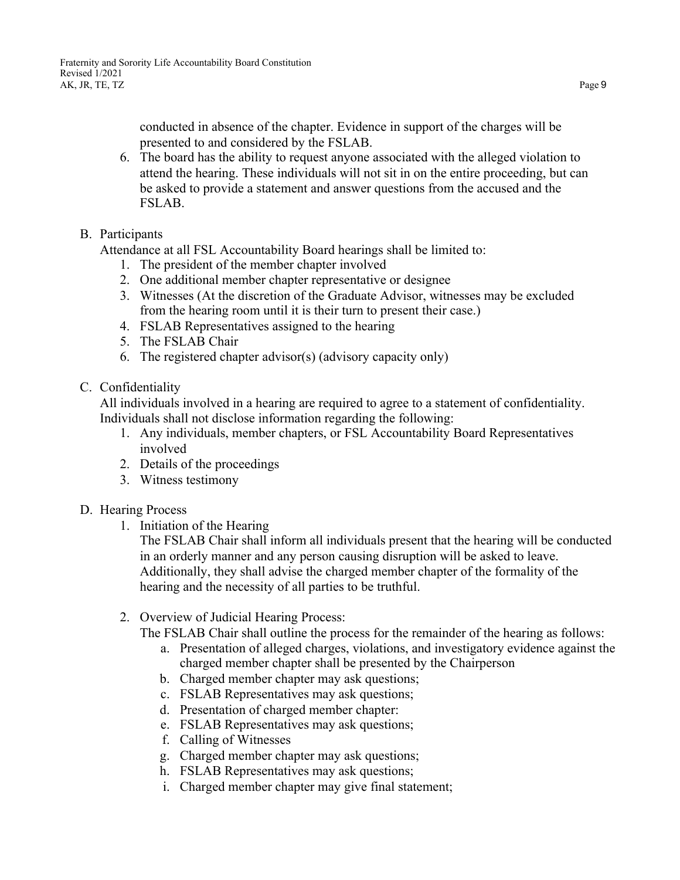conducted in absence of the chapter. Evidence in support of the charges will be presented to and considered by the FSLAB.

6. The board has the ability to request anyone associated with the alleged violation to attend the hearing. These individuals will not sit in on the entire proceeding, but can be asked to provide a statement and answer questions from the accused and the FSLAB.

B. Participants

Attendance at all FSL Accountability Board hearings shall be limited to:

1. The president of the member chapter involved
2. One additional member chapter representative or designee
3. Witnesses (At the discretion of the Graduate Advisor, witnesses may be excluded from the hearing room until it is their turn to present their case.)
4. FSLAB Representatives assigned to the hearing
5. The FSLAB Chair
6. The registered chapter advisor(s) (advisory capacity only)

C. Confidentiality

All individuals involved in a hearing are required to agree to a statement of confidentiality. Individuals shall not disclose information regarding the following:

1. Any individuals, member chapters, or FSL Accountability Board Representatives involved
2. Details of the proceedings
3. Witness testimony

D. Hearing Process

1. Initiation of the Hearing

   The FSLAB Chair shall inform all individuals present that the hearing will be conducted in an orderly manner and any person causing disruption will be asked to leave. Additionally, they shall advise the charged member chapter of the formality of the hearing and the necessity of all parties to be truthful.

2. Overview of Judicial Hearing Process:

   The FSLAB Chair shall outline the process for the remainder of the hearing as follows:

   a. Presentation of alleged charges, violations, and investigatory evidence against the charged member chapter shall be presented by the Chairperson
   b. Charged member chapter may ask questions;
   c. FSLAB Representatives may ask questions;
   d. Presentation of charged member chapter:
   e. FSLAB Representatives may ask questions;
   f. Calling of Witnesses
   g. Charged member chapter may ask questions;
   h. FSLAB Representatives may ask questions;
   i. Charged member chapter may give final statement;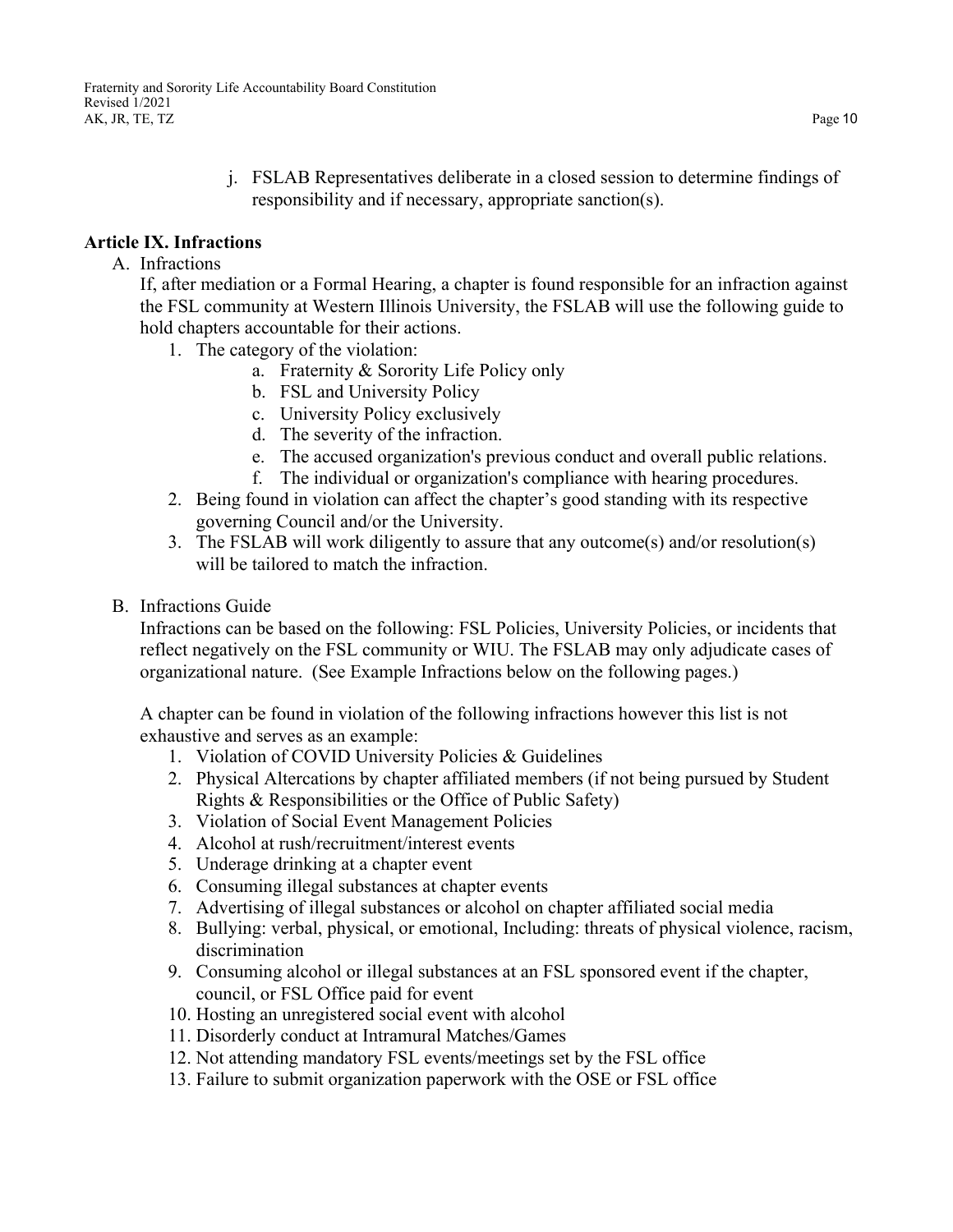j. FSLAB Representatives deliberate in a closed session to determine findings of responsibility and if necessary, appropriate sanction(s).

## Article IX. Infractions

A. Infractions

If, after mediation or a Formal Hearing, a chapter is found responsible for an infraction against the FSL community at Western Illinois University, the FSLAB will use the following guide to hold chapters accountable for their actions.

1. The category of the violation:
    a. Fraternity & Sorority Life Policy only
    b. FSL and University Policy
    c. University Policy exclusively
    d. The severity of the infraction.
    e. The accused organization's previous conduct and overall public relations.
    f. The individual or organization's compliance with hearing procedures.
2. Being found in violation can affect the chapter's good standing with its respective governing Council and/or the University.
3. The FSLAB will work diligently to assure that any outcome(s) and/or resolution(s) will be tailored to match the infraction.

B. Infractions Guide

Infractions can be based on the following: FSL Policies, University Policies, or incidents that reflect negatively on the FSL community or WIU. The FSLAB may only adjudicate cases of organizational nature. (See Example Infractions below on the following pages.)

A chapter can be found in violation of the following infractions however this list is not exhaustive and serves as an example:

1. Violation of COVID University Policies & Guidelines
2. Physical Altercations by chapter affiliated members (if not being pursued by Student Rights & Responsibilities or the Office of Public Safety)
3. Violation of Social Event Management Policies
4. Alcohol at rush/recruitment/interest events
5. Underage drinking at a chapter event
6. Consuming illegal substances at chapter events
7. Advertising of illegal substances or alcohol on chapter affiliated social media
8. Bullying: verbal, physical, or emotional, Including: threats of physical violence, racism, discrimination
9. Consuming alcohol or illegal substances at an FSL sponsored event if the chapter, council, or FSL Office paid for event
10. Hosting an unregistered social event with alcohol
11. Disorderly conduct at Intramural Matches/Games
12. Not attending mandatory FSL events/meetings set by the FSL office
13. Failure to submit organization paperwork with the OSE or FSL office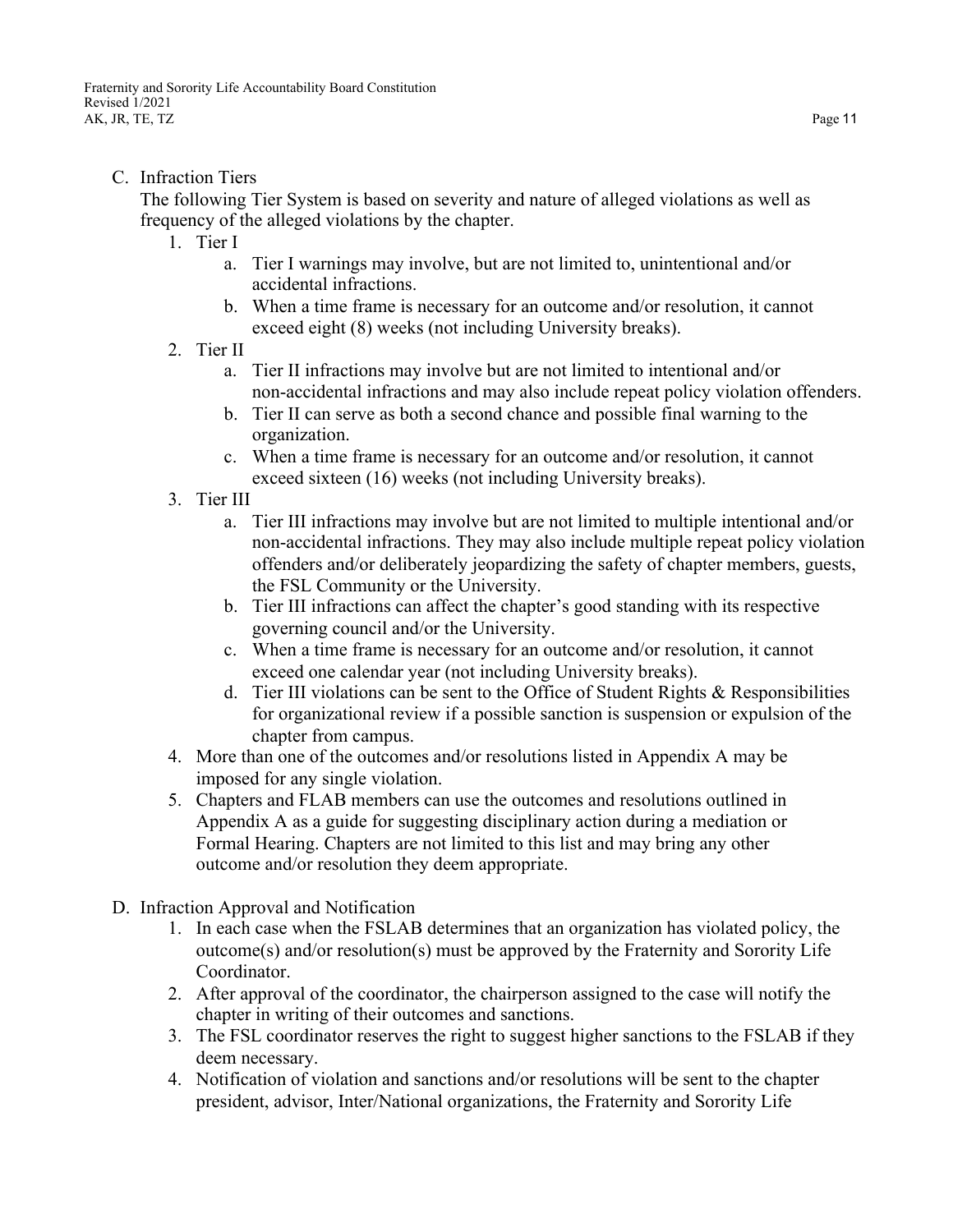C. Infraction Tiers

The following Tier System is based on severity and nature of alleged violations as well as frequency of the alleged violations by the chapter.

1. Tier I
    a. Tier I warnings may involve, but are not limited to, unintentional and/or accidental infractions.
    b. When a time frame is necessary for an outcome and/or resolution, it cannot exceed eight (8) weeks (not including University breaks).
2. Tier II
    a. Tier II infractions may involve but are not limited to intentional and/or non-accidental infractions and may also include repeat policy violation offenders.
    b. Tier II can serve as both a second chance and possible final warning to the organization.
    c. When a time frame is necessary for an outcome and/or resolution, it cannot exceed sixteen (16) weeks (not including University breaks).
3. Tier III
    a. Tier III infractions may involve but are not limited to multiple intentional and/or non-accidental infractions. They may also include multiple repeat policy violation offenders and/or deliberately jeopardizing the safety of chapter members, guests, the FSL Community or the University.
    b. Tier III infractions can affect the chapter's good standing with its respective governing council and/or the University.
    c. When a time frame is necessary for an outcome and/or resolution, it cannot exceed one calendar year (not including University breaks).
    d. Tier III violations can be sent to the Office of Student Rights & Responsibilities for organizational review if a possible sanction is suspension or expulsion of the chapter from campus.
4. More than one of the outcomes and/or resolutions listed in Appendix A may be imposed for any single violation.
5. Chapters and FLAB members can use the outcomes and resolutions outlined in Appendix A as a guide for suggesting disciplinary action during a mediation or Formal Hearing. Chapters are not limited to this list and may bring any other outcome and/or resolution they deem appropriate.

D. Infraction Approval and Notification

1. In each case when the FSLAB determines that an organization has violated policy, the outcome(s) and/or resolution(s) must be approved by the Fraternity and Sorority Life Coordinator.
2. After approval of the coordinator, the chairperson assigned to the case will notify the chapter in writing of their outcomes and sanctions.
3. The FSL coordinator reserves the right to suggest higher sanctions to the FSLAB if they deem necessary.
4. Notification of violation and sanctions and/or resolutions will be sent to the chapter president, advisor, Inter/National organizations, the Fraternity and Sorority Life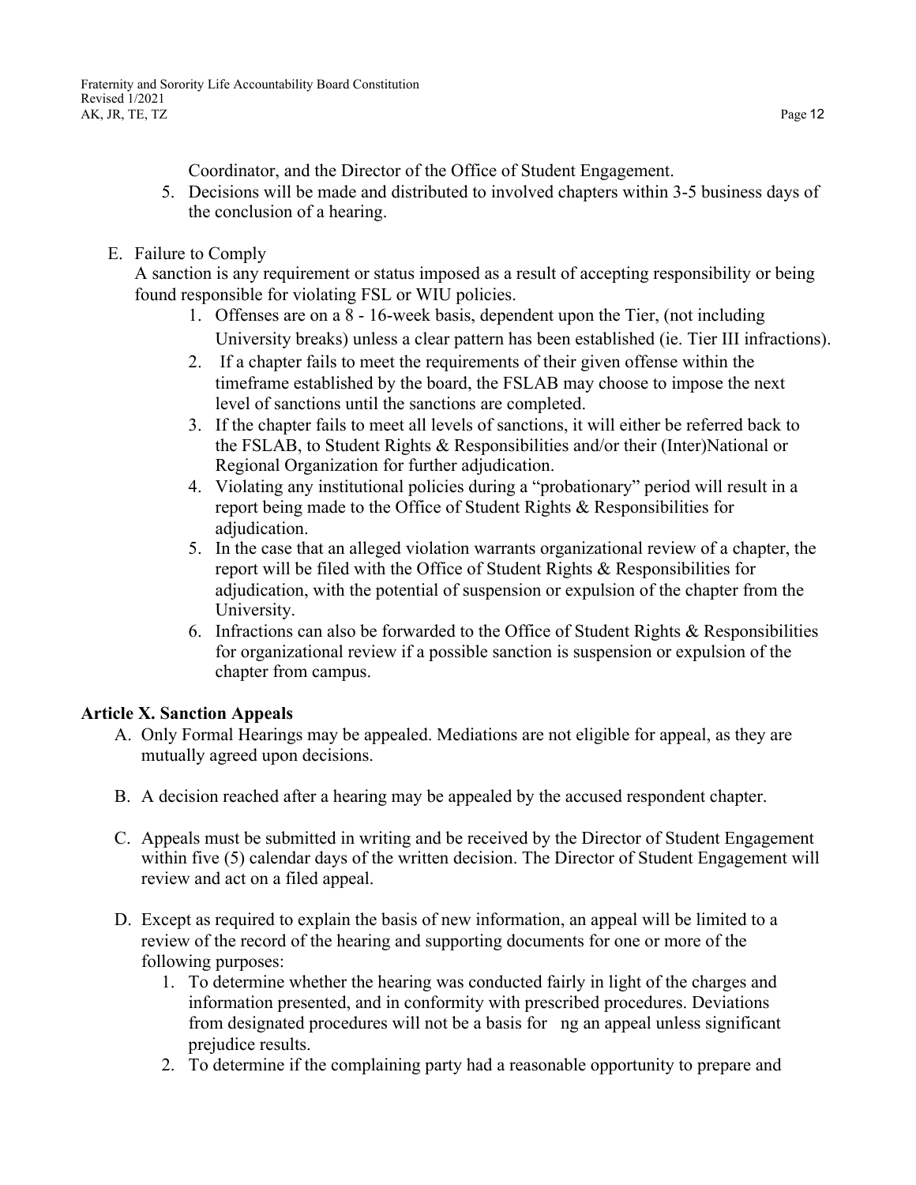Coordinator, and the Director of the Office of Student Engagement.

5. Decisions will be made and distributed to involved chapters within 3-5 business days of the conclusion of a hearing.

E. Failure to Comply

A sanction is any requirement or status imposed as a result of accepting responsibility or being found responsible for violating FSL or WIU policies.

1. Offenses are on a 8 - 16-week basis, dependent upon the Tier, (not including University breaks) unless a clear pattern has been established (ie. Tier III infractions).
2. If a chapter fails to meet the requirements of their given offense within the timeframe established by the board, the FSLAB may choose to impose the next level of sanctions until the sanctions are completed.
3. If the chapter fails to meet all levels of sanctions, it will either be referred back to the FSLAB, to Student Rights & Responsibilities and/or their (Inter)National or Regional Organization for further adjudication.
4. Violating any institutional policies during a "probationary" period will result in a report being made to the Office of Student Rights & Responsibilities for adjudication.
5. In the case that an alleged violation warrants organizational review of a chapter, the report will be filed with the Office of Student Rights & Responsibilities for adjudication, with the potential of suspension or expulsion of the chapter from the University.
6. Infractions can also be forwarded to the Office of Student Rights & Responsibilities for organizational review if a possible sanction is suspension or expulsion of the chapter from campus.

## Article X. Sanction Appeals

A. Only Formal Hearings may be appealed. Mediations are not eligible for appeal, as they are mutually agreed upon decisions.

B. A decision reached after a hearing may be appealed by the accused respondent chapter.

C. Appeals must be submitted in writing and be received by the Director of Student Engagement within five (5) calendar days of the written decision. The Director of Student Engagement will review and act on a filed appeal.

D. Except as required to explain the basis of new information, an appeal will be limited to a review of the record of the hearing and supporting documents for one or more of the following purposes:

1. To determine whether the hearing was conducted fairly in light of the charges and information presented, and in conformity with prescribed procedures. Deviations from designated procedures will not be a basis for ng an appeal unless significant prejudice results.
2. To determine if the complaining party had a reasonable opportunity to prepare and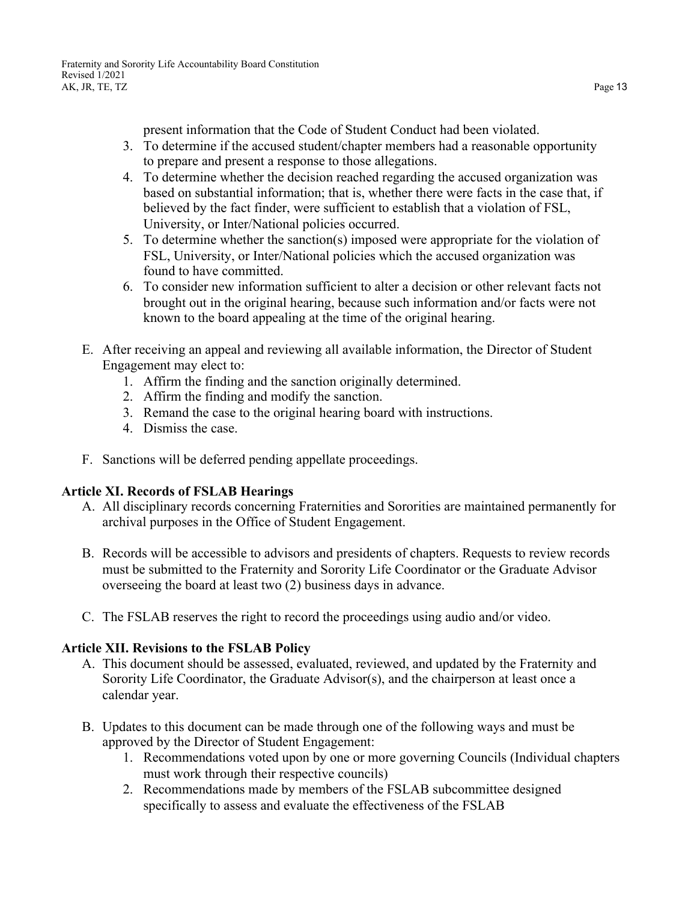present information that the Code of Student Conduct had been violated.

3. To determine if the accused student/chapter members had a reasonable opportunity to prepare and present a response to those allegations.
4. To determine whether the decision reached regarding the accused organization was based on substantial information; that is, whether there were facts in the case that, if believed by the fact finder, were sufficient to establish that a violation of FSL, University, or Inter/National policies occurred.
5. To determine whether the sanction(s) imposed were appropriate for the violation of FSL, University, or Inter/National policies which the accused organization was found to have committed.
6. To consider new information sufficient to alter a decision or other relevant facts not brought out in the original hearing, because such information and/or facts were not known to the board appealing at the time of the original hearing.

E. After receiving an appeal and reviewing all available information, the Director of Student Engagement may elect to:
   1. Affirm the finding and the sanction originally determined.
   2. Affirm the finding and modify the sanction.
   3. Remand the case to the original hearing board with instructions.
   4. Dismiss the case.

F. Sanctions will be deferred pending appellate proceedings.

**Article XI. Records of FSLAB Hearings**

A. All disciplinary records concerning Fraternities and Sororities are maintained permanently for archival purposes in the Office of Student Engagement.

B. Records will be accessible to advisors and presidents of chapters. Requests to review records must be submitted to the Fraternity and Sorority Life Coordinator or the Graduate Advisor overseeing the board at least two (2) business days in advance.

C. The FSLAB reserves the right to record the proceedings using audio and/or video.

**Article XII. Revisions to the FSLAB Policy**

A. This document should be assessed, evaluated, reviewed, and updated by the Fraternity and Sorority Life Coordinator, the Graduate Advisor(s), and the chairperson at least once a calendar year.

B. Updates to this document can be made through one of the following ways and must be approved by the Director of Student Engagement:
   1. Recommendations voted upon by one or more governing Councils (Individual chapters must work through their respective councils)
   2. Recommendations made by members of the FSLAB subcommittee designed specifically to assess and evaluate the effectiveness of the FSLAB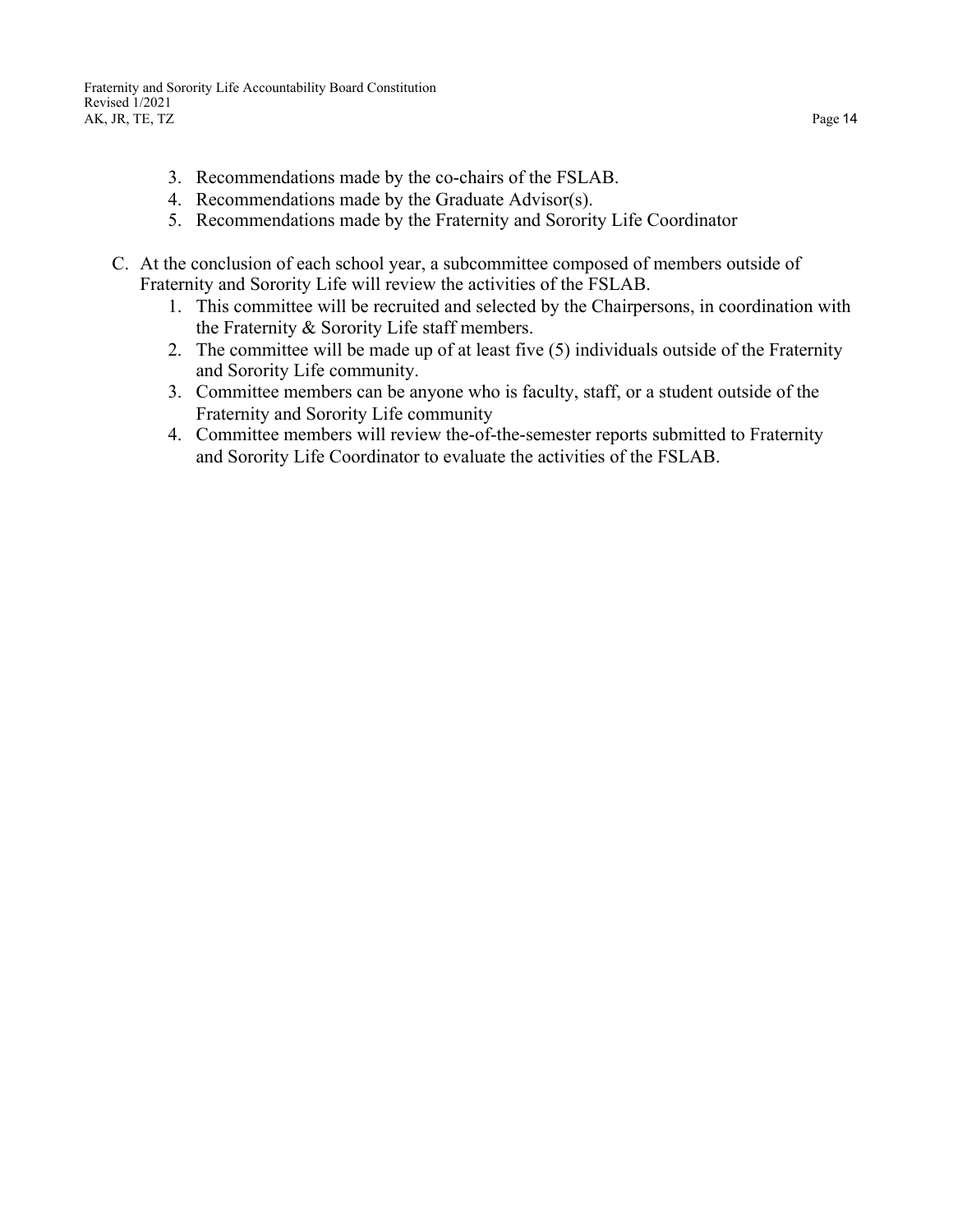3. Recommendations made by the co-chairs of the FSLAB.
4. Recommendations made by the Graduate Advisor(s).
5. Recommendations made by the Fraternity and Sorority Life Coordinator

C. At the conclusion of each school year, a subcommittee composed of members outside of Fraternity and Sorority Life will review the activities of the FSLAB.
   1. This committee will be recruited and selected by the Chairpersons, in coordination with the Fraternity & Sorority Life staff members.
   2. The committee will be made up of at least five (5) individuals outside of the Fraternity and Sorority Life community.
   3. Committee members can be anyone who is faculty, staff, or a student outside of the Fraternity and Sorority Life community
   4. Committee members will review the-of-the-semester reports submitted to Fraternity and Sorority Life Coordinator to evaluate the activities of the FSLAB.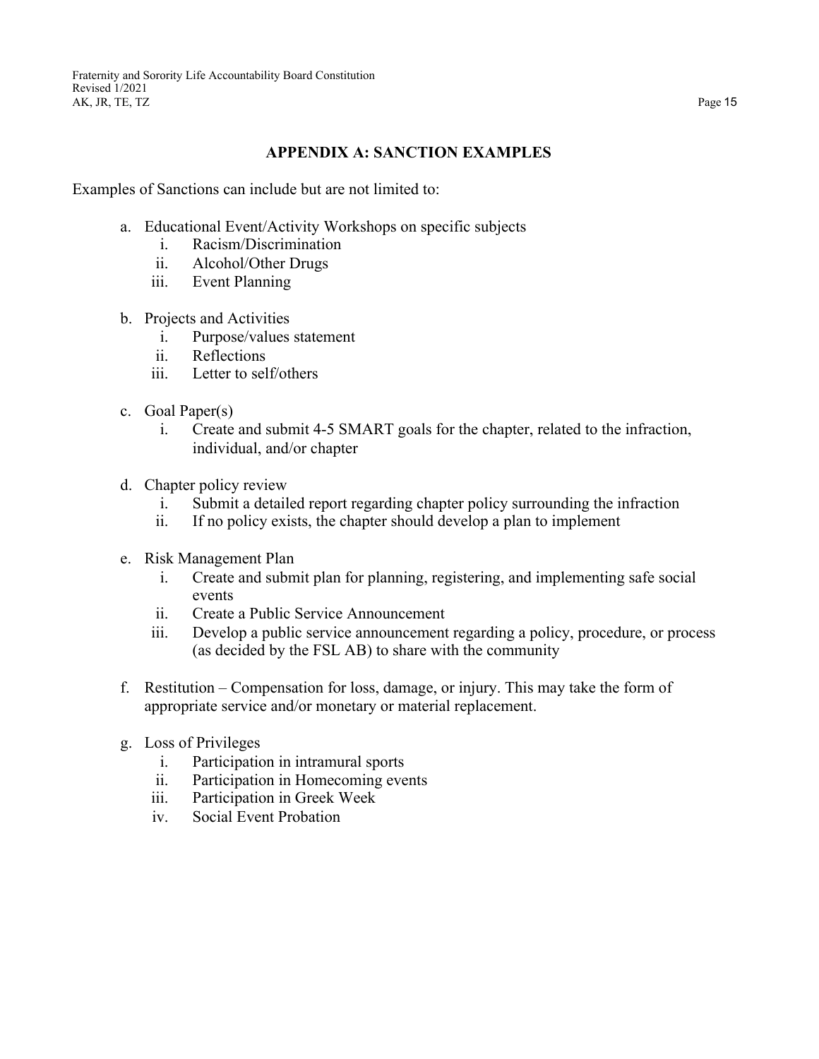## APPENDIX A: SANCTION EXAMPLES

Examples of Sanctions can include but are not limited to:

a. Educational Event/Activity Workshops on specific subjects
   i. Racism/Discrimination
   ii. Alcohol/Other Drugs
   iii. Event Planning

b. Projects and Activities
   i. Purpose/values statement
   ii. Reflections
   iii. Letter to self/others

c. Goal Paper(s)
   i. Create and submit 4-5 SMART goals for the chapter, related to the infraction, individual, and/or chapter

d. Chapter policy review
   i. Submit a detailed report regarding chapter policy surrounding the infraction
   ii. If no policy exists, the chapter should develop a plan to implement

e. Risk Management Plan
   i. Create and submit plan for planning, registering, and implementing safe social events
   ii. Create a Public Service Announcement
   iii. Develop a public service announcement regarding a policy, procedure, or process (as decided by the FSL AB) to share with the community

f. Restitution – Compensation for loss, damage, or injury. This may take the form of appropriate service and/or monetary or material replacement.

g. Loss of Privileges
   i. Participation in intramural sports
   ii. Participation in Homecoming events
   iii. Participation in Greek Week
   iv. Social Event Probation